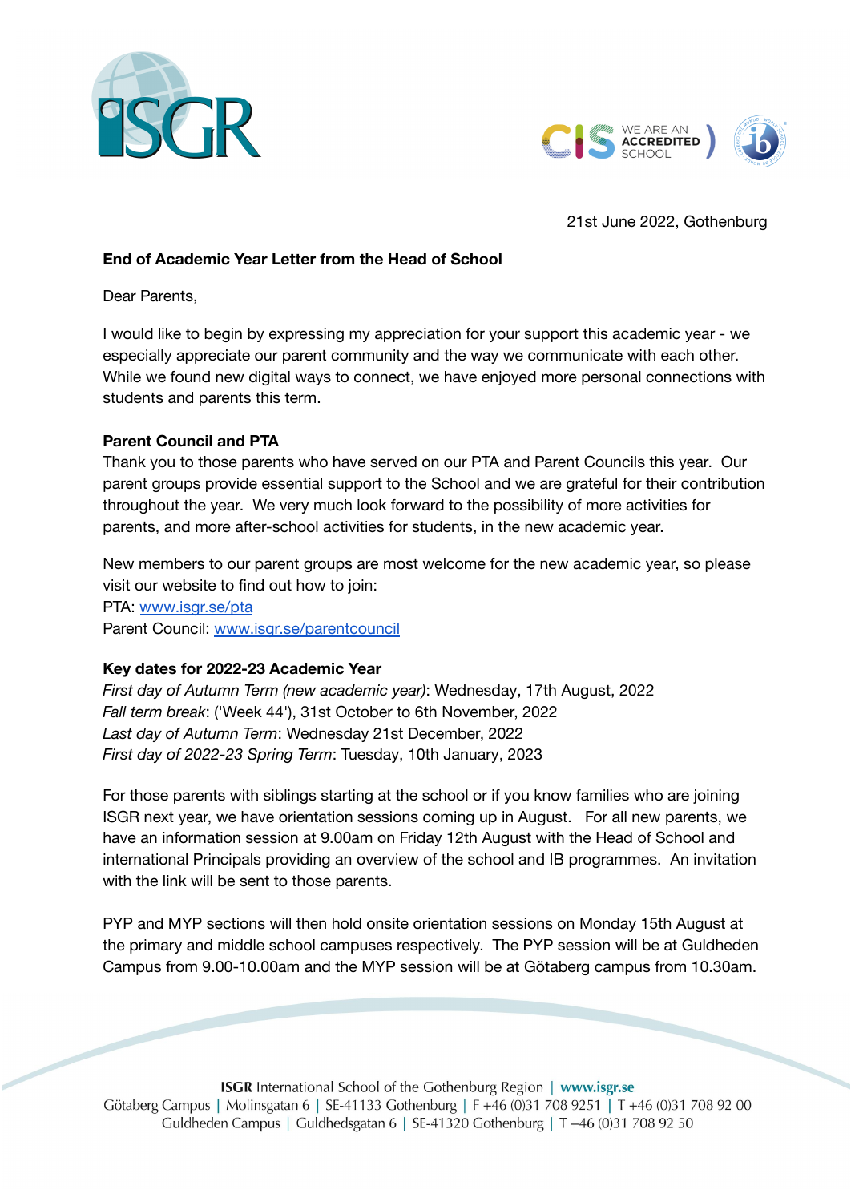21st June 2022, Gothenburg

**End of Academic Year Letter from the Head of School**

Dear Parents,

I would like to begin by expressing my appreciation for your support this academic year - we especially appreciate our parent community and the way we communicate with each other. While we found new digital ways to connect, we have enjoyed more personal connections with students and parents this term.

**Parent Council and PTA**

Thank you to those parents who have served on our PTA and Parent Councils this year. Our parent groups provide essential support to the School and we are grateful for their contribution throughout the year. We very much look forward to the possibility of more activities for parents, and more after-school activities for students, in the new academic year.

New members to our parent groups are most welcome for the new academic year, so please visit our website to find out how to join:
PTA: [www.isgr.se/pta](www.isgr.se/pta)
Parent Council: [www.isgr.se/parentcouncil](www.isgr.se/parentcouncil)

**Key dates for 2022-23 Academic Year**

*First day of Autumn Term (new academic year)*: Wednesday, 17th August, 2022
*Fall term break*: ('Week 44'), 31st October to 6th November, 2022
*Last day of Autumn Term*: Wednesday 21st December, 2022
*First day of 2022-23 Spring Term*: Tuesday, 10th January, 2023

For those parents with siblings starting at the school or if you know families who are joining ISGR next year, we have orientation sessions coming up in August. For all new parents, we have an information session at 9.00am on Friday 12th August with the Head of School and international Principals providing an overview of the school and IB programmes. An invitation with the link will be sent to those parents.

PYP and MYP sections will then hold onsite orientation sessions on Monday 15th August at the primary and middle school campuses respectively. The PYP session will be at Guldheden Campus from 9.00-10.00am and the MYP session will be at Götaberg campus from 10.30am.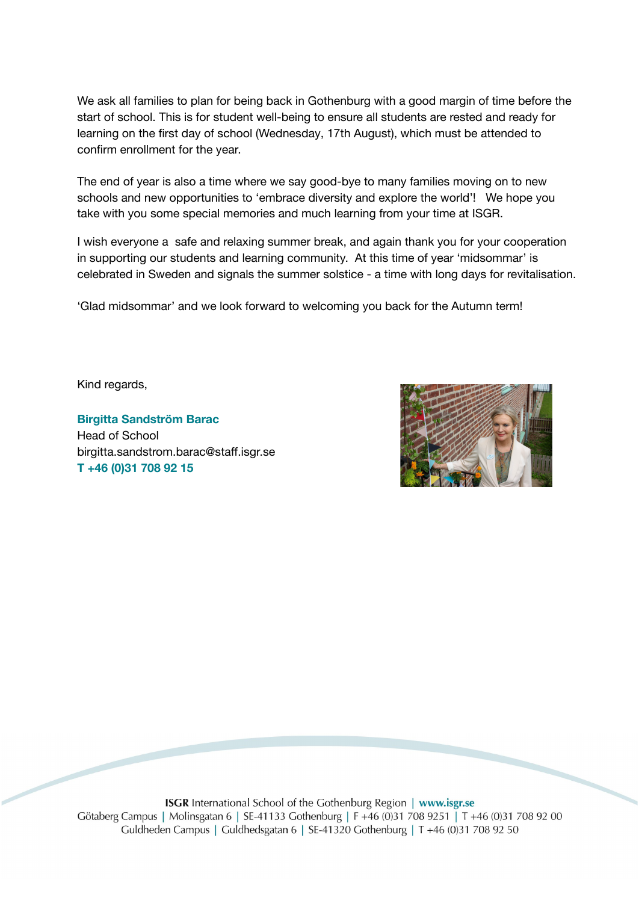We ask all families to plan for being back in Gothenburg with a good margin of time before the start of school. This is for student well-being to ensure all students are rested and ready for learning on the first day of school (Wednesday, 17th August), which must be attended to confirm enrollment for the year.

The end of year is also a time where we say good-bye to many families moving on to new schools and new opportunities to 'embrace diversity and explore the world'!  We hope you take with you some special memories and much learning from your time at ISGR.

I wish everyone a  safe and relaxing summer break, and again thank you for your cooperation in supporting our students and learning community.  At this time of year 'midsommar' is celebrated in Sweden and signals the summer solstice - a time with long days for revitalisation.

'Glad midsommar' and we look forward to welcoming you back for the Autumn term!

Kind regards,

**Birgitta Sandström Barac**
Head of School
birgitta.sandstrom.barac@staff.isgr.se
**T +46 (0)31 708 92 15**

**ISGR** International School of the Gothenburg Region | **www.isgr.se**
Götaberg Campus | Molinsgatan 6 | SE-41133 Gothenburg | F +46 (0)31 708 9251 | T +46 (0)31 708 92 00
Guldheden Campus | Guldhedsgatan 6 | SE-41320 Gothenburg | T +46 (0)31 708 92 50